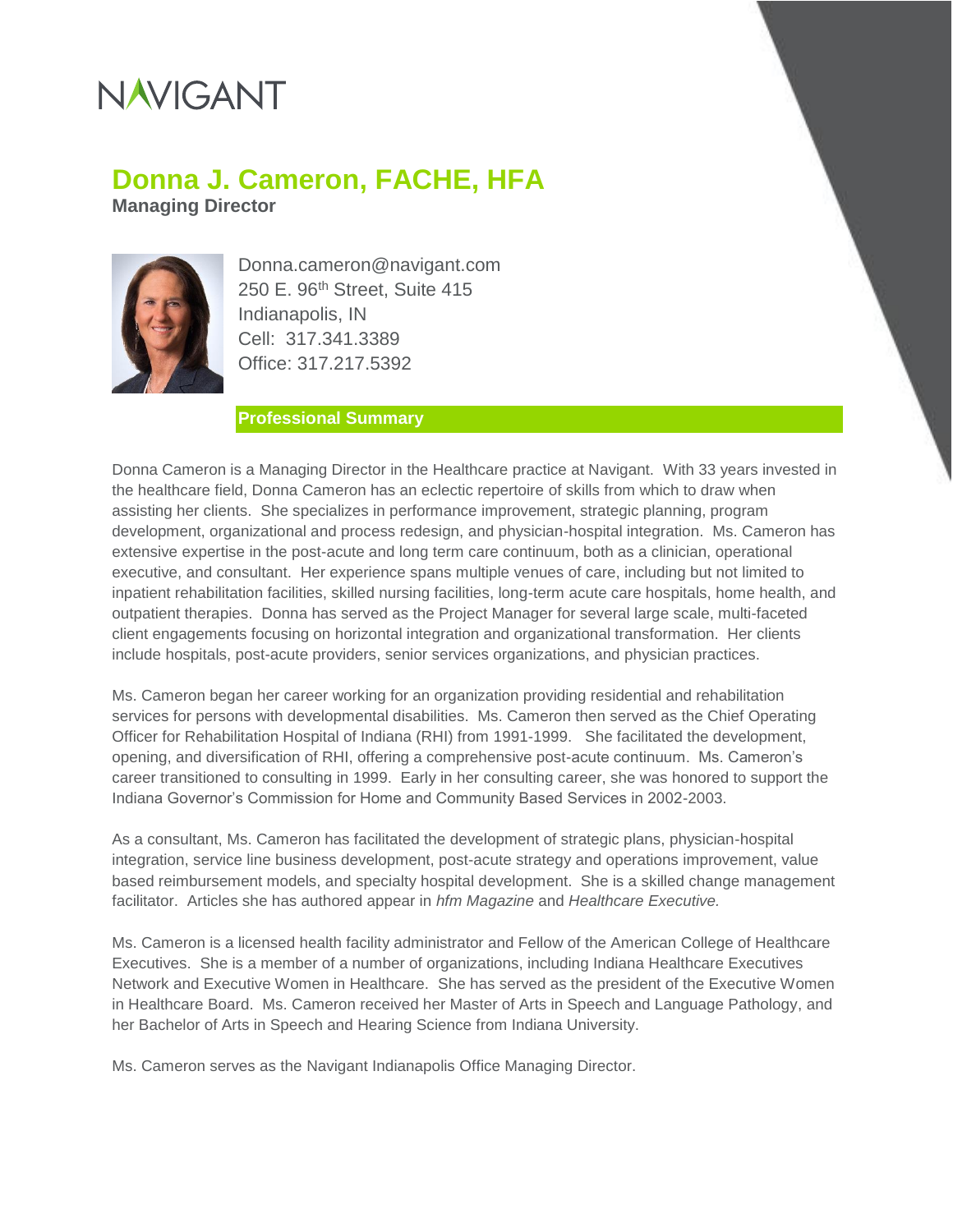NAVIGANT

# Donna J. Cameron, FACHE, HFA

**Managing Director**

Donna.cameron@navigant.com
250 E. 96th Street, Suite 415
Indianapolis, IN
Cell: 317.341.3389
Office: 317.217.5392

## Professional Summary

Donna Cameron is a Managing Director in the Healthcare practice at Navigant. With 33 years invested in the healthcare field, Donna Cameron has an eclectic repertoire of skills from which to draw when assisting her clients. She specializes in performance improvement, strategic planning, program development, organizational and process redesign, and physician-hospital integration. Ms. Cameron has extensive expertise in the post-acute and long term care continuum, both as a clinician, operational executive, and consultant. Her experience spans multiple venues of care, including but not limited to inpatient rehabilitation facilities, skilled nursing facilities, long-term acute care hospitals, home health, and outpatient therapies. Donna has served as the Project Manager for several large scale, multi-faceted client engagements focusing on horizontal integration and organizational transformation. Her clients include hospitals, post-acute providers, senior services organizations, and physician practices.

Ms. Cameron began her career working for an organization providing residential and rehabilitation services for persons with developmental disabilities. Ms. Cameron then served as the Chief Operating Officer for Rehabilitation Hospital of Indiana (RHI) from 1991-1999. She facilitated the development, opening, and diversification of RHI, offering a comprehensive post-acute continuum. Ms. Cameron's career transitioned to consulting in 1999. Early in her consulting career, she was honored to support the Indiana Governor's Commission for Home and Community Based Services in 2002-2003.

As a consultant, Ms. Cameron has facilitated the development of strategic plans, physician-hospital integration, service line business development, post-acute strategy and operations improvement, value based reimbursement models, and specialty hospital development. She is a skilled change management facilitator. Articles she has authored appear in *hfm Magazine* and *Healthcare Executive.*

Ms. Cameron is a licensed health facility administrator and Fellow of the American College of Healthcare Executives. She is a member of a number of organizations, including Indiana Healthcare Executives Network and Executive Women in Healthcare. She has served as the president of the Executive Women in Healthcare Board. Ms. Cameron received her Master of Arts in Speech and Language Pathology, and her Bachelor of Arts in Speech and Hearing Science from Indiana University.

Ms. Cameron serves as the Navigant Indianapolis Office Managing Director.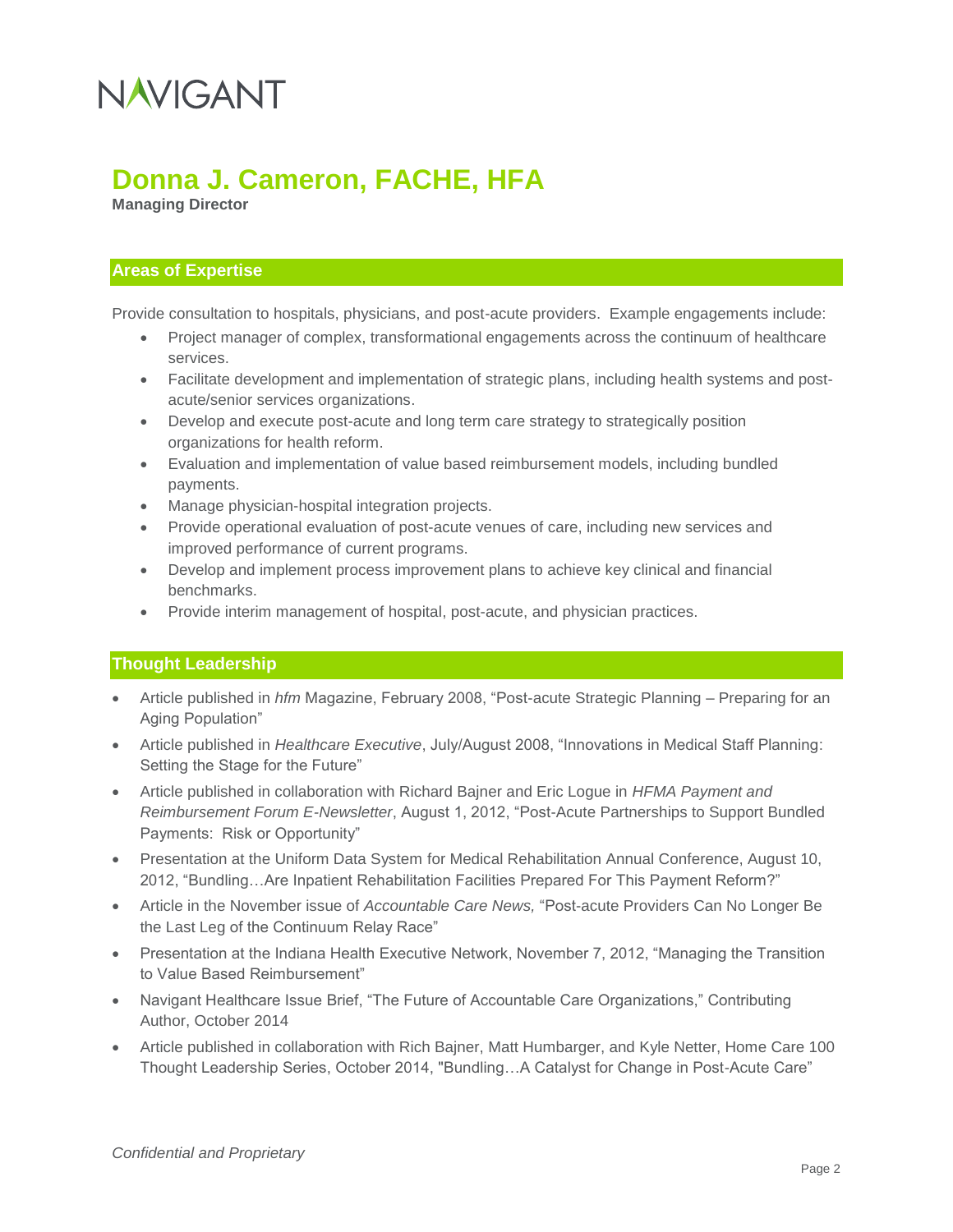# NAVIGANT

# Donna J. Cameron, FACHE, HFA

**Managing Director**

## Areas of Expertise

Provide consultation to hospitals, physicians, and post-acute providers. Example engagements include:

- Project manager of complex, transformational engagements across the continuum of healthcare services.
- Facilitate development and implementation of strategic plans, including health systems and post-acute/senior services organizations.
- Develop and execute post-acute and long term care strategy to strategically position organizations for health reform.
- Evaluation and implementation of value based reimbursement models, including bundled payments.
- Manage physician-hospital integration projects.
- Provide operational evaluation of post-acute venues of care, including new services and improved performance of current programs.
- Develop and implement process improvement plans to achieve key clinical and financial benchmarks.
- Provide interim management of hospital, post-acute, and physician practices.

## Thought Leadership

- Article published in *hfm* Magazine, February 2008, "Post-acute Strategic Planning – Preparing for an Aging Population"
- Article published in *Healthcare Executive*, July/August 2008, "Innovations in Medical Staff Planning: Setting the Stage for the Future"
- Article published in collaboration with Richard Bajner and Eric Logue in *HFMA Payment and Reimbursement Forum E-Newsletter*, August 1, 2012, "Post-Acute Partnerships to Support Bundled Payments: Risk or Opportunity"
- Presentation at the Uniform Data System for Medical Rehabilitation Annual Conference, August 10, 2012, "Bundling…Are Inpatient Rehabilitation Facilities Prepared For This Payment Reform?"
- Article in the November issue of *Accountable Care News,* "Post-acute Providers Can No Longer Be the Last Leg of the Continuum Relay Race"
- Presentation at the Indiana Health Executive Network, November 7, 2012, "Managing the Transition to Value Based Reimbursement"
- Navigant Healthcare Issue Brief, "The Future of Accountable Care Organizations," Contributing Author, October 2014
- Article published in collaboration with Rich Bajner, Matt Humbarger, and Kyle Netter, Home Care 100 Thought Leadership Series, October 2014, "Bundling…A Catalyst for Change in Post-Acute Care"

*Confidential and Proprietary*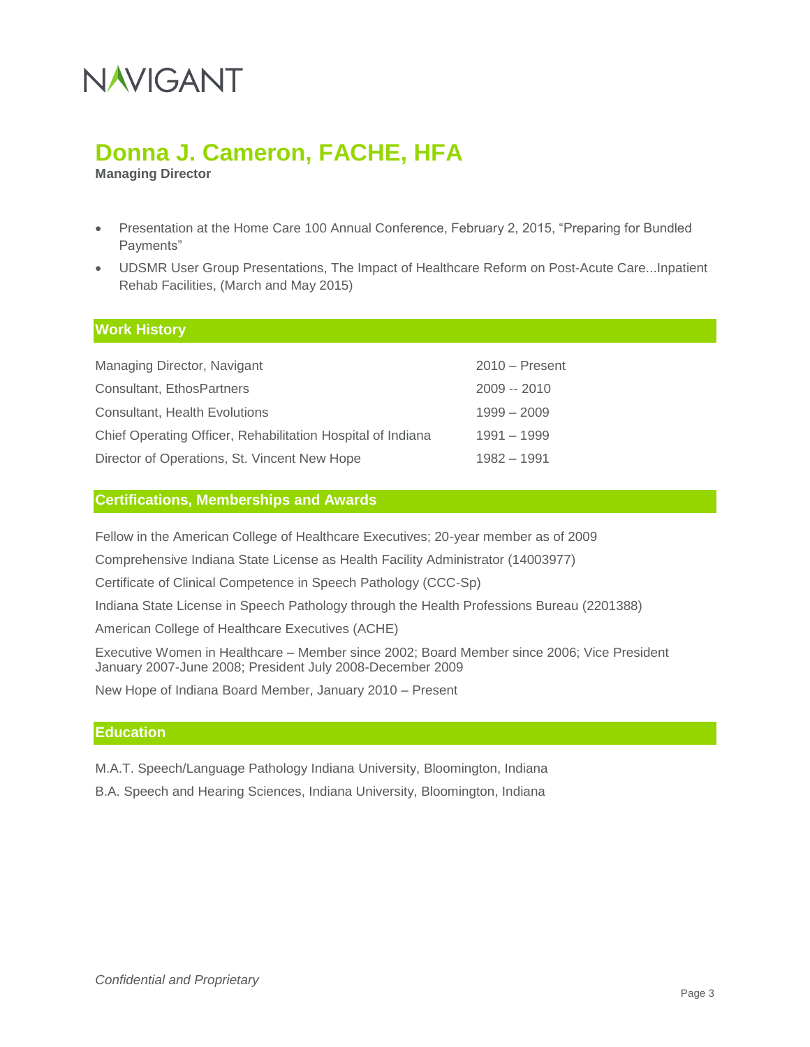# Donna J. Cameron, FACHE, HFA

**Managing Director**

- Presentation at the Home Care 100 Annual Conference, February 2, 2015, "Preparing for Bundled Payments"
- UDSMR User Group Presentations, The Impact of Healthcare Reform on Post-Acute Care...Inpatient Rehab Facilities, (March and May 2015)

## Work History

| | |
|---|---|
| Managing Director, Navigant | 2010 – Present |
| Consultant, EthosPartners | 2009 -- 2010 |
| Consultant, Health Evolutions | 1999 – 2009 |
| Chief Operating Officer, Rehabilitation Hospital of Indiana | 1991 – 1999 |
| Director of Operations, St. Vincent New Hope | 1982 – 1991 |

## Certifications, Memberships and Awards

Fellow in the American College of Healthcare Executives; 20-year member as of 2009

Comprehensive Indiana State License as Health Facility Administrator (14003977)

Certificate of Clinical Competence in Speech Pathology (CCC-Sp)

Indiana State License in Speech Pathology through the Health Professions Bureau (2201388)

American College of Healthcare Executives (ACHE)

Executive Women in Healthcare – Member since 2002; Board Member since 2006; Vice President January 2007-June 2008; President July 2008-December 2009

New Hope of Indiana Board Member, January 2010 – Present

## Education

M.A.T. Speech/Language Pathology Indiana University, Bloomington, Indiana

B.A. Speech and Hearing Sciences, Indiana University, Bloomington, Indiana

*Confidential and Proprietary*